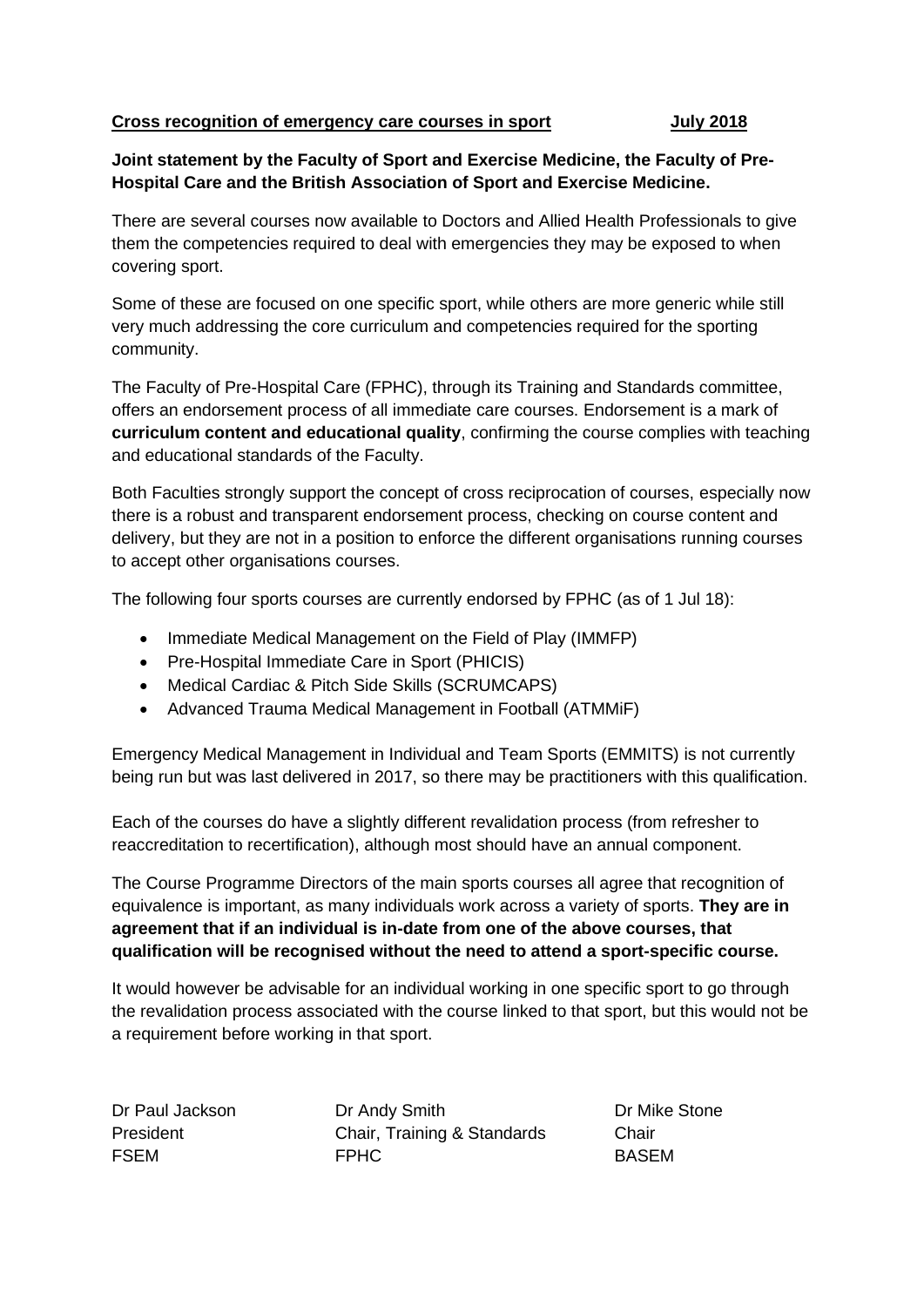**<u>Cross recognition of emergency care courses in sport</u>** **<u>July 2018</u>**

**Joint statement by the Faculty of Sport and Exercise Medicine, the Faculty of Pre-Hospital Care and the British Association of Sport and Exercise Medicine.**

There are several courses now available to Doctors and Allied Health Professionals to give them the competencies required to deal with emergencies they may be exposed to when covering sport.

Some of these are focused on one specific sport, while others are more generic while still very much addressing the core curriculum and competencies required for the sporting community.

The Faculty of Pre-Hospital Care (FPHC), through its Training and Standards committee, offers an endorsement process of all immediate care courses. Endorsement is a mark of **curriculum content and educational quality**, confirming the course complies with teaching and educational standards of the Faculty.

Both Faculties strongly support the concept of cross reciprocation of courses, especially now there is a robust and transparent endorsement process, checking on course content and delivery, but they are not in a position to enforce the different organisations running courses to accept other organisations courses.

The following four sports courses are currently endorsed by FPHC (as of 1 Jul 18):

- Immediate Medical Management on the Field of Play (IMMFP)
- Pre-Hospital Immediate Care in Sport (PHICIS)
- Medical Cardiac & Pitch Side Skills (SCRUMCAPS)
- Advanced Trauma Medical Management in Football (ATMMiF)

Emergency Medical Management in Individual and Team Sports (EMMITS) is not currently being run but was last delivered in 2017, so there may be practitioners with this qualification.

Each of the courses do have a slightly different revalidation process (from refresher to reaccreditation to recertification), although most should have an annual component.

The Course Programme Directors of the main sports courses all agree that recognition of equivalence is important, as many individuals work across a variety of sports. **They are in agreement that if an individual is in-date from one of the above courses, that qualification will be recognised without the need to attend a sport-specific course.**

It would however be advisable for an individual working in one specific sport to go through the revalidation process associated with the course linked to that sport, but this would not be a requirement before working in that sport.

| Dr Paul Jackson | Dr Andy Smith | Dr Mike Stone |
|---|---|---|
| President | Chair, Training & Standards | Chair |
| FSEM | FPHC | BASEM |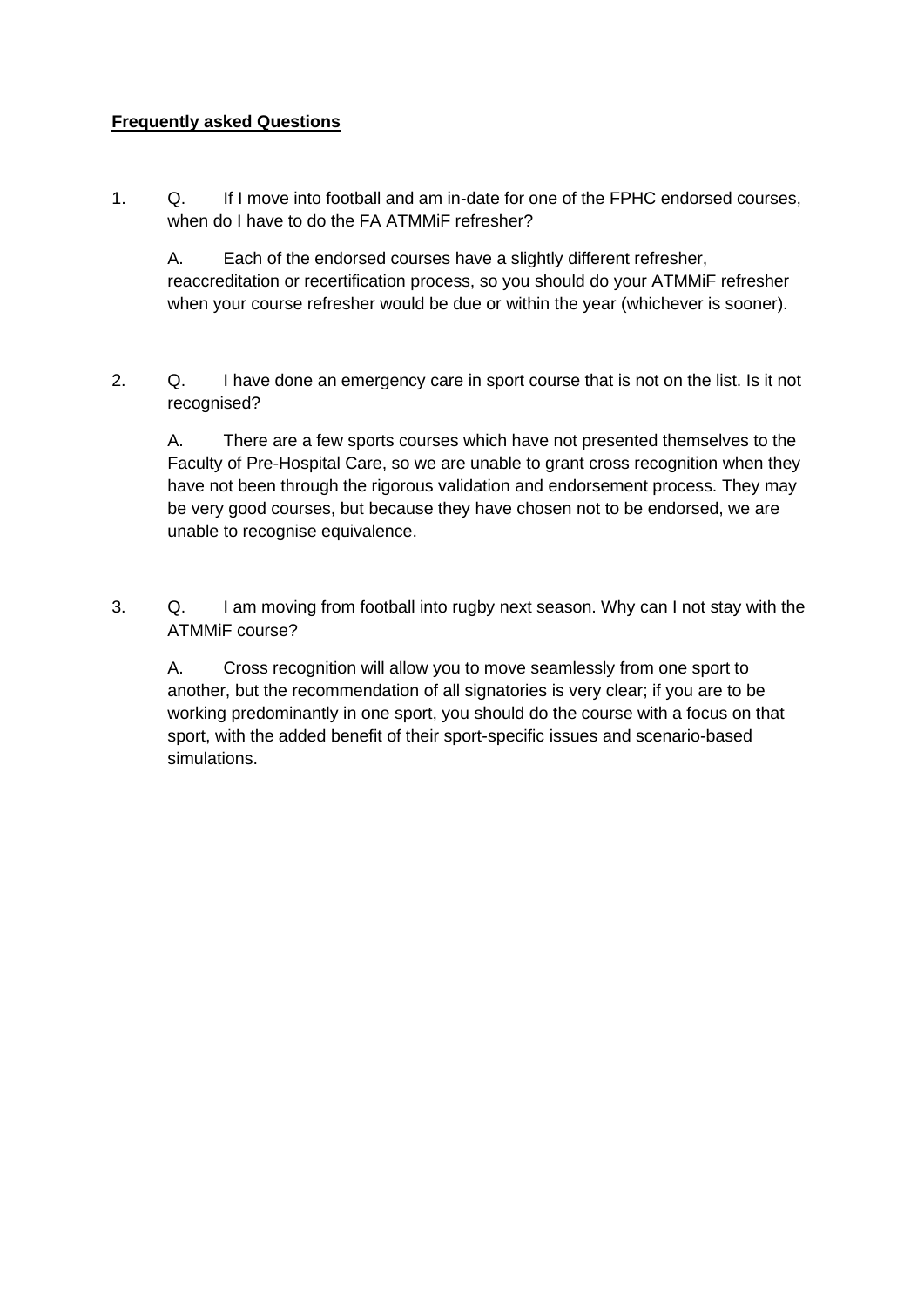**Frequently asked Questions**

1. Q. If I move into football and am in-date for one of the FPHC endorsed courses, when do I have to do the FA ATMMiF refresher?

   A. Each of the endorsed courses have a slightly different refresher, reaccreditation or recertification process, so you should do your ATMMiF refresher when your course refresher would be due or within the year (whichever is sooner).

2. Q. I have done an emergency care in sport course that is not on the list. Is it not recognised?

   A. There are a few sports courses which have not presented themselves to the Faculty of Pre-Hospital Care, so we are unable to grant cross recognition when they have not been through the rigorous validation and endorsement process. They may be very good courses, but because they have chosen not to be endorsed, we are unable to recognise equivalence.

3. Q. I am moving from football into rugby next season. Why can I not stay with the ATMMiF course?

   A. Cross recognition will allow you to move seamlessly from one sport to another, but the recommendation of all signatories is very clear; if you are to be working predominantly in one sport, you should do the course with a focus on that sport, with the added benefit of their sport-specific issues and scenario-based simulations.